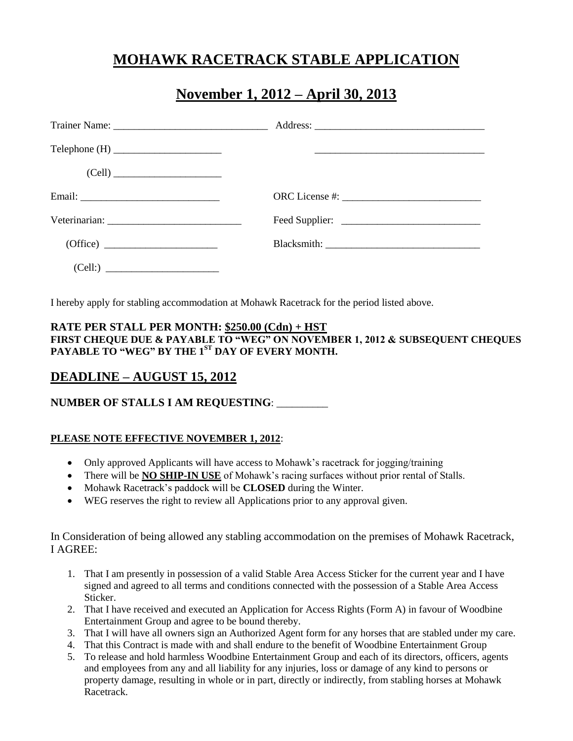# MOHAWK RACETRACK STABLE APPLICATION

## November 1, 2012 – April 30, 2013

Trainer Name: ______________________________ Address: _________________________________

Telephone (H) _____________________ _________________________________

(Cell) _____________________

Email: ___________________________ ORC License #: ___________________________

Veterinarian: __________________________ Feed Supplier: ___________________________

(Office) ______________________ Blacksmith: ______________________________

(Cell:) ______________________

I hereby apply for stabling accommodation at Mohawk Racetrack for the period listed above.

**RATE PER STALL PER MONTH: $250.00 (Cdn) + HST**
**FIRST CHEQUE DUE & PAYABLE TO "WEG" ON NOVEMBER 1, 2012 & SUBSEQUENT CHEQUES PAYABLE TO "WEG" BY THE 1ST DAY OF EVERY MONTH.**

## DEADLINE – AUGUST 15, 2012

**NUMBER OF STALLS I AM REQUESTING**: _________

**PLEASE NOTE EFFECTIVE NOVEMBER 1, 2012**:

- Only approved Applicants will have access to Mohawk's racetrack for jogging/training
- There will be **NO SHIP-IN USE** of Mohawk's racing surfaces without prior rental of Stalls.
- Mohawk Racetrack's paddock will be **CLOSED** during the Winter.
- WEG reserves the right to review all Applications prior to any approval given.

In Consideration of being allowed any stabling accommodation on the premises of Mohawk Racetrack, I AGREE:

1. That I am presently in possession of a valid Stable Area Access Sticker for the current year and I have signed and agreed to all terms and conditions connected with the possession of a Stable Area Access Sticker.
2. That I have received and executed an Application for Access Rights (Form A) in favour of Woodbine Entertainment Group and agree to be bound thereby.
3. That I will have all owners sign an Authorized Agent form for any horses that are stabled under my care.
4. That this Contract is made with and shall endure to the benefit of Woodbine Entertainment Group
5. To release and hold harmless Woodbine Entertainment Group and each of its directors, officers, agents and employees from any and all liability for any injuries, loss or damage of any kind to persons or property damage, resulting in whole or in part, directly or indirectly, from stabling horses at Mohawk Racetrack.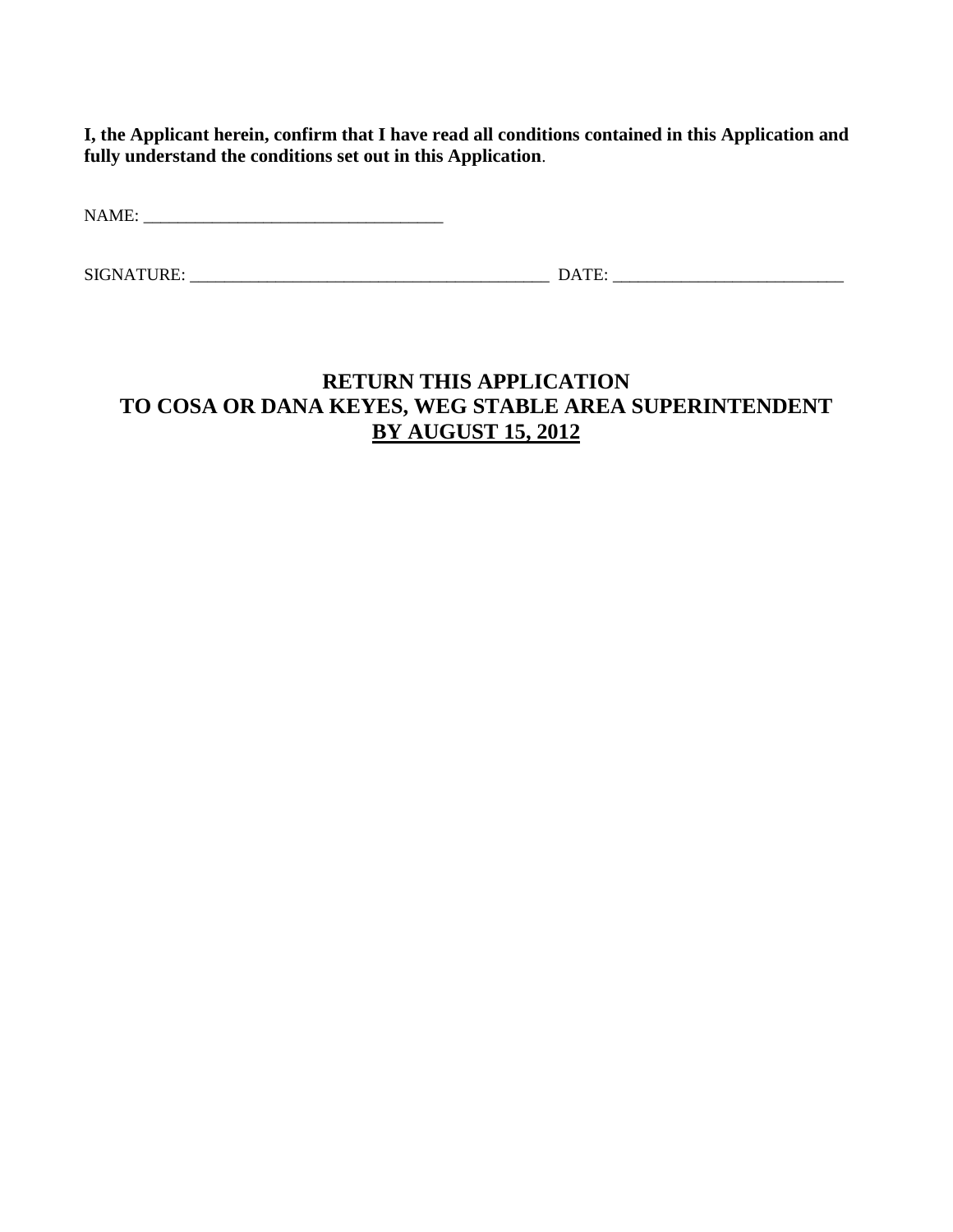**I, the Applicant herein, confirm that I have read all conditions contained in this Application and fully understand the conditions set out in this Application**.

NAME: ___________________________________

SIGNATURE: __________________________________________ DATE: ___________________________

**RETURN THIS APPLICATION**
**TO COSA OR DANA KEYES, WEG STABLE AREA SUPERINTENDENT**
**<u>BY AUGUST 15, 2012</u>**